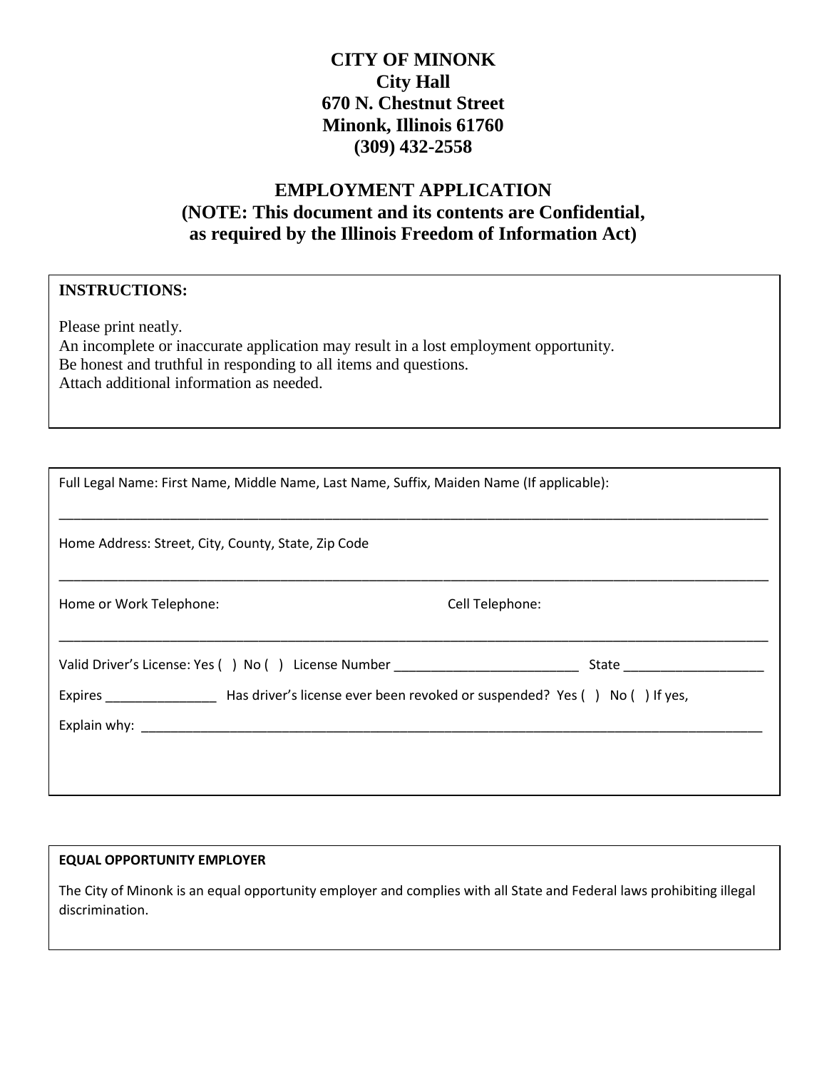# CITY OF MINONK

**City Hall**
**670 N. Chestnut Street**
**Minonk, Illinois 61760**
**(309) 432-2558**

## EMPLOYMENT APPLICATION

**(NOTE: This document and its contents are Confidential, as required by the Illinois Freedom of Information Act)**

**INSTRUCTIONS:**

Please print neatly.
An incomplete or inaccurate application may result in a lost employment opportunity.
Be honest and truthful in responding to all items and questions.
Attach additional information as needed.

Full Legal Name: First Name, Middle Name, Last Name, Suffix, Maiden Name (If applicable):

_______________________________________________________________________________________________

Home Address: Street, City, County, State, Zip Code

_______________________________________________________________________________________________

Home or Work Telephone: Cell Telephone:

_______________________________________________________________________________________________

Valid Driver's License: Yes ( ) No ( ) License Number __________________________ State ____________________

Expires ________________ Has driver's license ever been revoked or suspended? Yes ( ) No ( ) If yes,

Explain why: ______________________________________________________________________________________

**EQUAL OPPORTUNITY EMPLOYER**

The City of Minonk is an equal opportunity employer and complies with all State and Federal laws prohibiting illegal discrimination.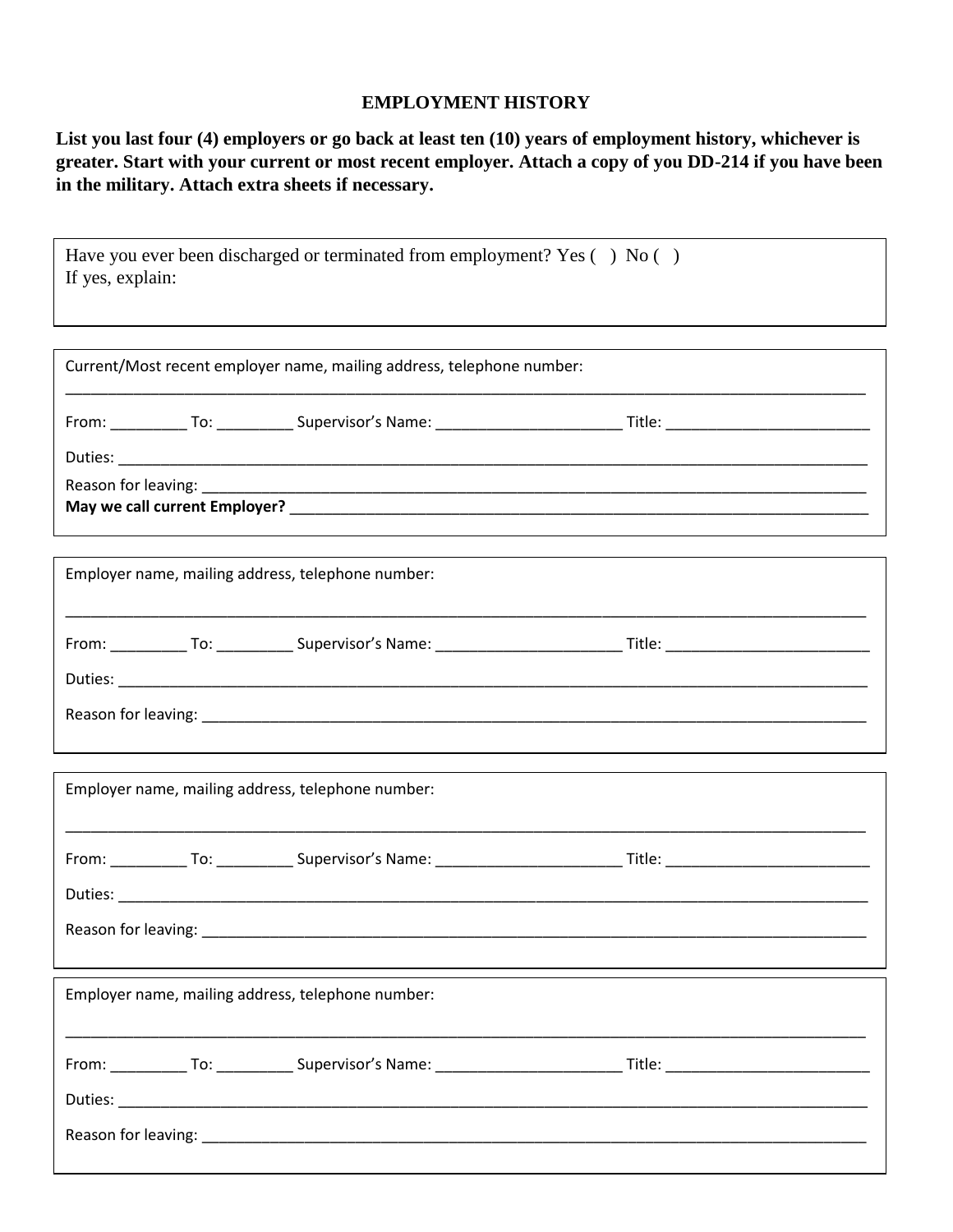# EMPLOYMENT HISTORY

**List you last four (4) employers or go back at least ten (10) years of employment history, whichever is greater. Start with your current or most recent employer. Attach a copy of you DD-214 if you have been in the military. Attach extra sheets if necessary.**

Have you ever been discharged or terminated from employment? Yes ( ) No ( )
If yes, explain:

---

Current/Most recent employer name, mailing address, telephone number:

____________________________________________________________________________________________

From: _________ To: _________ Supervisor's Name: ______________________ Title: ________________________

Duties: ____________________________________________________________________________________

Reason for leaving: __________________________________________________________________________

**May we call current Employer?** ________________________________________________________________

---

Employer name, mailing address, telephone number:

____________________________________________________________________________________________

From: _________ To: _________ Supervisor's Name: ______________________ Title: ________________________

Duties: ____________________________________________________________________________________

Reason for leaving: __________________________________________________________________________

---

Employer name, mailing address, telephone number:

____________________________________________________________________________________________

From: _________ To: _________ Supervisor's Name: ______________________ Title: ________________________

Duties: ____________________________________________________________________________________

Reason for leaving: __________________________________________________________________________

---

Employer name, mailing address, telephone number:

____________________________________________________________________________________________

From: _________ To: _________ Supervisor's Name: ______________________ Title: ________________________

Duties: ____________________________________________________________________________________

Reason for leaving: __________________________________________________________________________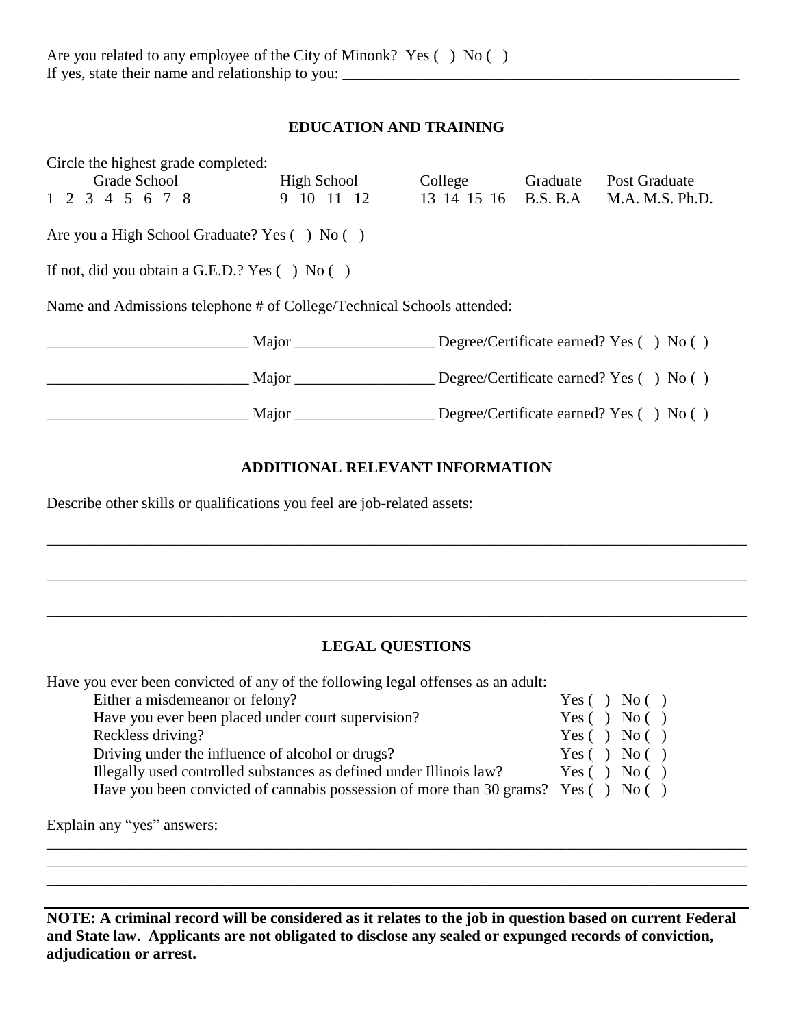Are you related to any employee of the City of Minonk? Yes ( ) No ( )
If yes, state their name and relationship to you: ___________________________________________________

## EDUCATION AND TRAINING

Circle the highest grade completed:

| Grade School | High School | College | Graduate | Post Graduate |
|---|---|---|---|---|
| 1 2 3 4 5 6 7 8 | 9 10 11 12 | 13 14 15 16 | B.S. B.A | M.A. M.S. Ph.D. |

Are you a High School Graduate? Yes ( ) No ( )

If not, did you obtain a G.E.D.? Yes ( ) No ( )

Name and Admissions telephone # of College/Technical Schools attended:

__________________________ Major __________________ Degree/Certificate earned? Yes ( ) No ( )

__________________________ Major __________________ Degree/Certificate earned? Yes ( ) No ( )

__________________________ Major __________________ Degree/Certificate earned? Yes ( ) No ( )

## ADDITIONAL RELEVANT INFORMATION

Describe other skills or qualifications you feel are job-related assets:

_____________________________________________________________________________________

_____________________________________________________________________________________

_____________________________________________________________________________________

## LEGAL QUESTIONS

Have you ever been convicted of any of the following legal offenses as an adult:

| | |
|---|---|
| Either a misdemeanor or felony? | Yes ( ) No ( ) |
| Have you ever been placed under court supervision? | Yes ( ) No ( ) |
| Reckless driving? | Yes ( ) No ( ) |
| Driving under the influence of alcohol or drugs? | Yes ( ) No ( ) |
| Illegally used controlled substances as defined under Illinois law? | Yes ( ) No ( ) |
| Have you been convicted of cannabis possession of more than 30 grams? | Yes ( ) No ( ) |

Explain any "yes" answers:

_____________________________________________________________________________________
_____________________________________________________________________________________
_____________________________________________________________________________________

**NOTE: A criminal record will be considered as it relates to the job in question based on current Federal and State law. Applicants are not obligated to disclose any sealed or expunged records of conviction, adjudication or arrest.**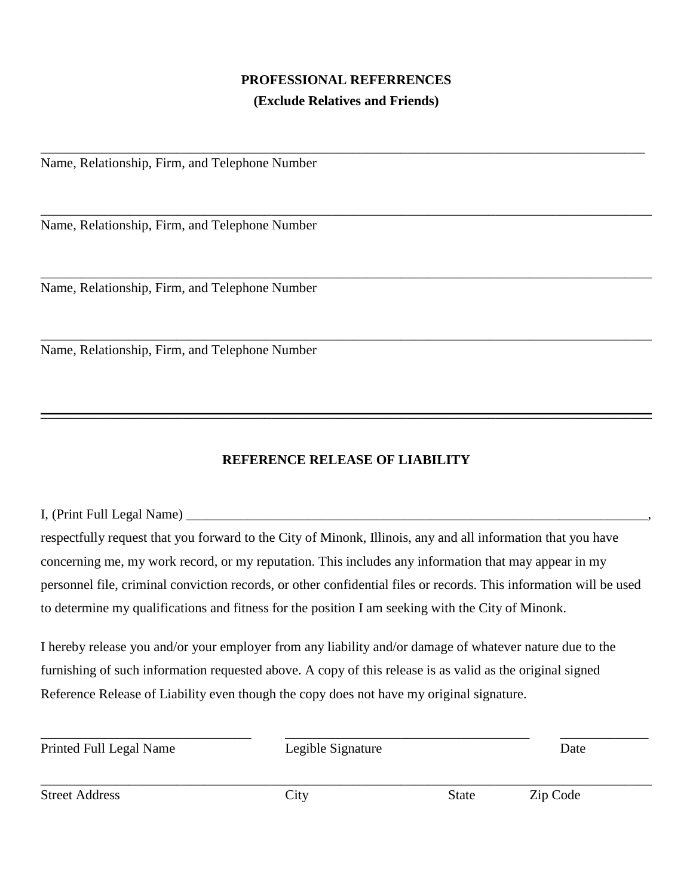## PROFESSIONAL REFERRENCES

**(Exclude Relatives and Friends)**

_______________________________________________________________________________

Name, Relationship, Firm, and Telephone Number

_______________________________________________________________________________

Name, Relationship, Firm, and Telephone Number

_______________________________________________________________________________

Name, Relationship, Firm, and Telephone Number

_______________________________________________________________________________

Name, Relationship, Firm, and Telephone Number

---

## REFERENCE RELEASE OF LIABILITY

I, (Print Full Legal Name) ________________________________________________________________, respectfully request that you forward to the City of Minonk, Illinois, any and all information that you have concerning me, my work record, or my reputation. This includes any information that may appear in my personnel file, criminal conviction records, or other confidential files or records. This information will be used to determine my qualifications and fitness for the position I am seeking with the City of Minonk.

I hereby release you and/or your employer from any liability and/or damage of whatever nature due to the furnishing of such information requested above. A copy of this release is as valid as the original signed Reference Release of Liability even though the copy does not have my original signature.

_____________________________ _________________________________ ____________

Printed Full Legal Name Legible Signature Date

_______________________________________________________________________________

Street Address City State Zip Code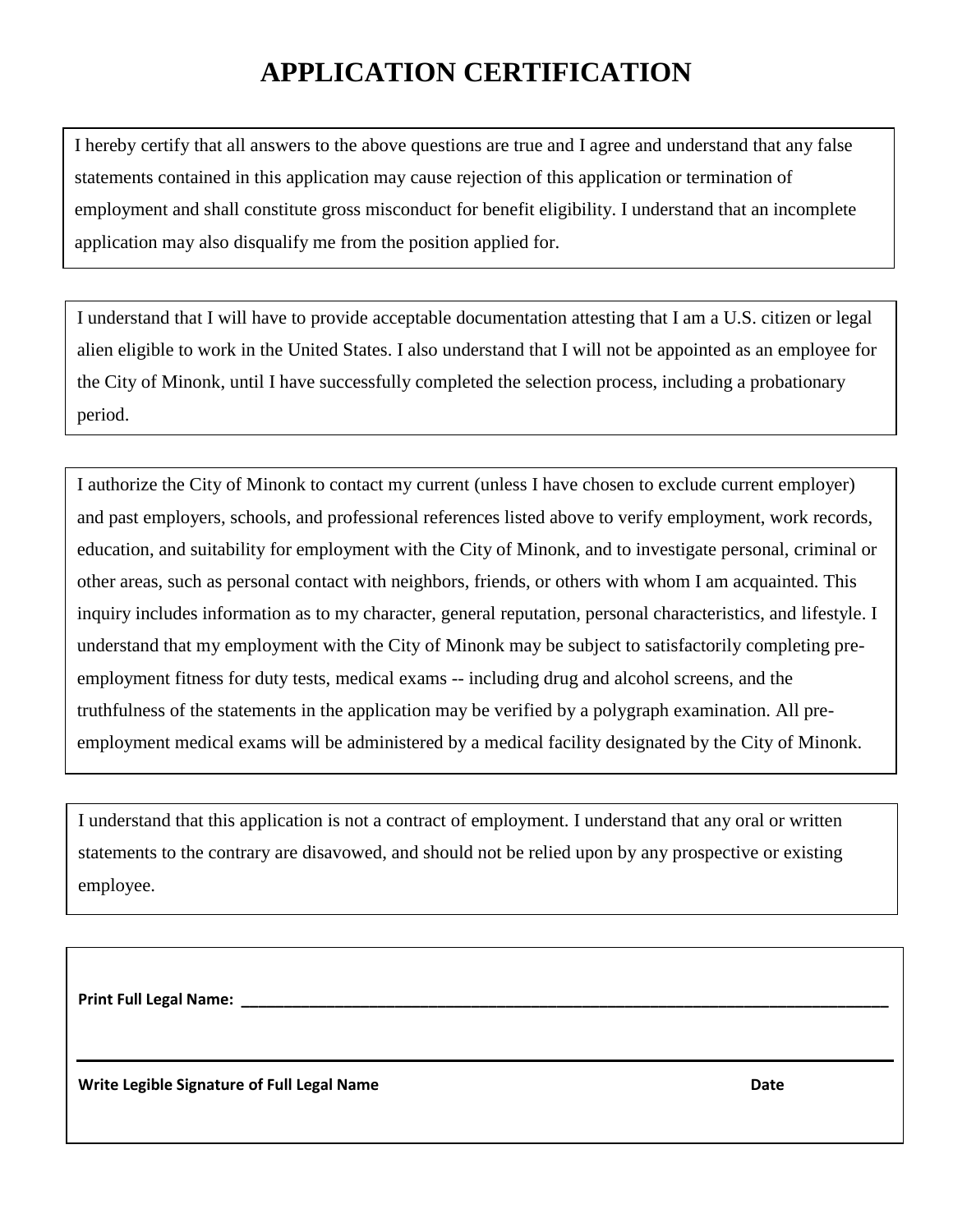# APPLICATION CERTIFICATION

I hereby certify that all answers to the above questions are true and I agree and understand that any false statements contained in this application may cause rejection of this application or termination of employment and shall constitute gross misconduct for benefit eligibility. I understand that an incomplete application may also disqualify me from the position applied for.

I understand that I will have to provide acceptable documentation attesting that I am a U.S. citizen or legal alien eligible to work in the United States. I also understand that I will not be appointed as an employee for the City of Minonk, until I have successfully completed the selection process, including a probationary period.

I authorize the City of Minonk to contact my current (unless I have chosen to exclude current employer) and past employers, schools, and professional references listed above to verify employment, work records, education, and suitability for employment with the City of Minonk, and to investigate personal, criminal or other areas, such as personal contact with neighbors, friends, or others with whom I am acquainted. This inquiry includes information as to my character, general reputation, personal characteristics, and lifestyle. I understand that my employment with the City of Minonk may be subject to satisfactorily completing pre-employment fitness for duty tests, medical exams -- including drug and alcohol screens, and the truthfulness of the statements in the application may be verified by a polygraph examination. All pre-employment medical exams will be administered by a medical facility designated by the City of Minonk.

I understand that this application is not a contract of employment. I understand that any oral or written statements to the contrary are disavowed, and should not be relied upon by any prospective or existing employee.

**Print Full Legal Name:** ______________________________________________________________

______________________________________________________________

**Write Legible Signature of Full Legal Name** **Date**